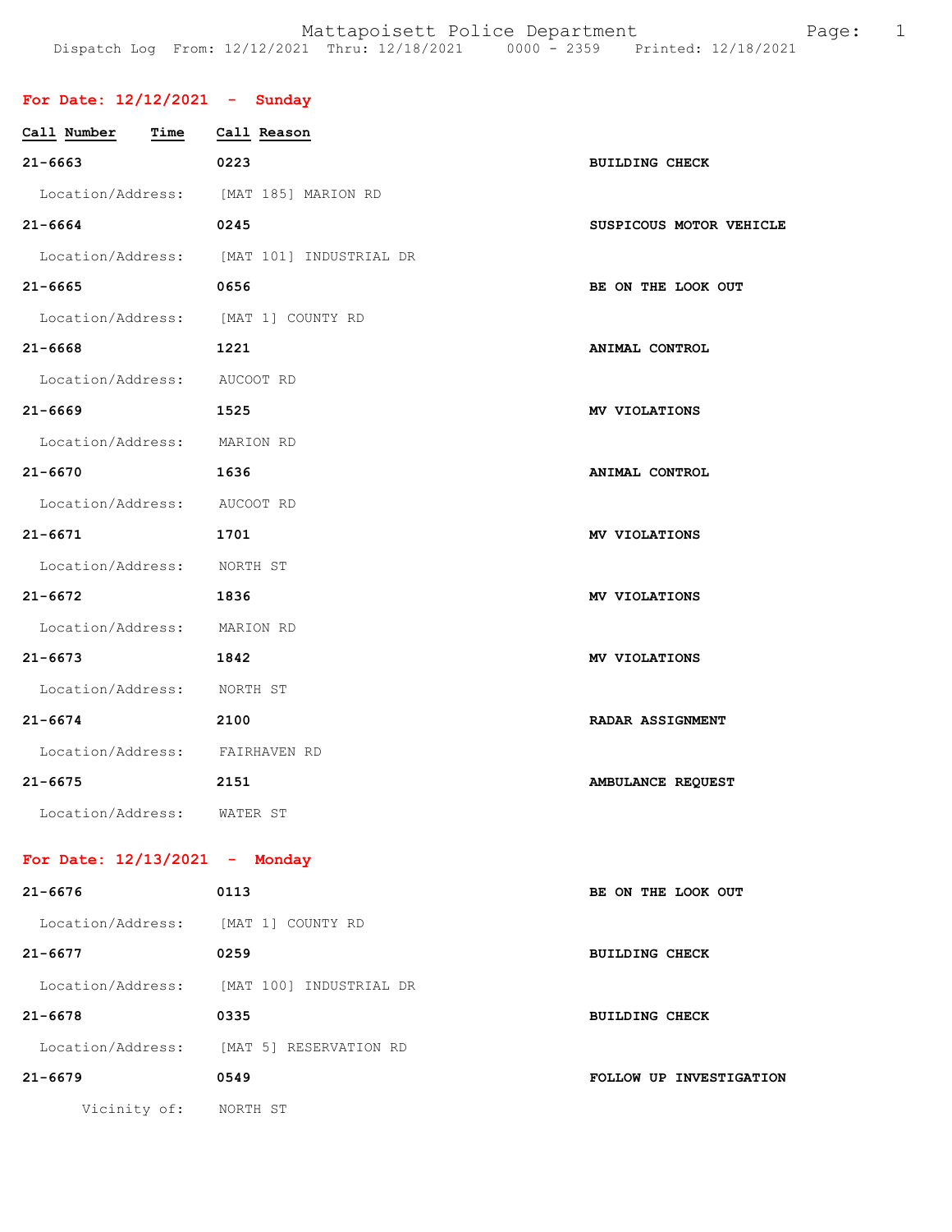Mattapoisett Police Department

Dispatch Log From: 12/12/2021 Thru: 12/18/2021 0000 - 2359 Printed: 12/18/2021

## For Date: 12/12/2021 - Sunday

| Call Number | Time | Call Reason |
|---|---|---|
| 21-6663 | 0223 | BUILDING CHECK |
| Location/Address: | [MAT 185] MARION RD | |
| 21-6664 | 0245 | SUSPICOUS MOTOR VEHICLE |
| Location/Address: | [MAT 101] INDUSTRIAL DR | |
| 21-6665 | 0656 | BE ON THE LOOK OUT |
| Location/Address: | [MAT 1] COUNTY RD | |
| 21-6668 | 1221 | ANIMAL CONTROL |
| Location/Address: | AUCOOT RD | |
| 21-6669 | 1525 | MV VIOLATIONS |
| Location/Address: | MARION RD | |
| 21-6670 | 1636 | ANIMAL CONTROL |
| Location/Address: | AUCOOT RD | |
| 21-6671 | 1701 | MV VIOLATIONS |
| Location/Address: | NORTH ST | |
| 21-6672 | 1836 | MV VIOLATIONS |
| Location/Address: | MARION RD | |
| 21-6673 | 1842 | MV VIOLATIONS |
| Location/Address: | NORTH ST | |
| 21-6674 | 2100 | RADAR ASSIGNMENT |
| Location/Address: | FAIRHAVEN RD | |
| 21-6675 | 2151 | AMBULANCE REQUEST |
| Location/Address: | WATER ST | |

## For Date: 12/13/2021 - Monday

| Call Number | Time | Call Reason |
|---|---|---|
| 21-6676 | 0113 | BE ON THE LOOK OUT |
| Location/Address: | [MAT 1] COUNTY RD | |
| 21-6677 | 0259 | BUILDING CHECK |
| Location/Address: | [MAT 100] INDUSTRIAL DR | |
| 21-6678 | 0335 | BUILDING CHECK |
| Location/Address: | [MAT 5] RESERVATION RD | |
| 21-6679 | 0549 | FOLLOW UP INVESTIGATION |
| Vicinity of: | NORTH ST | |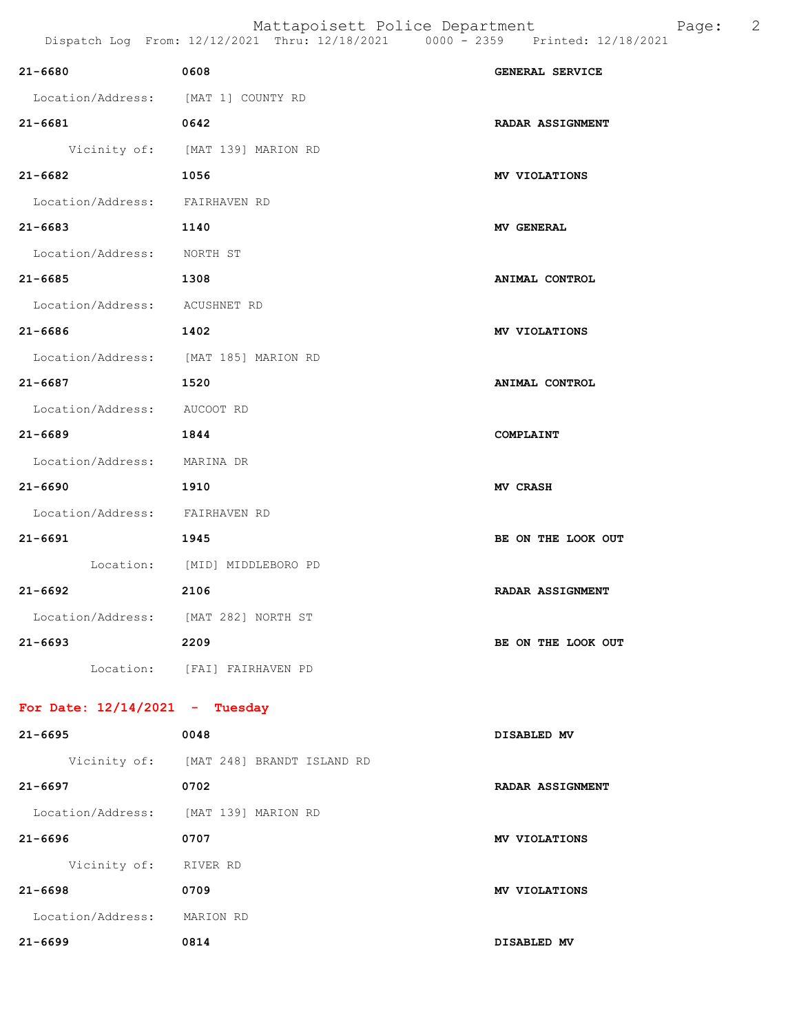| | | |
|---|---|---|
| **21-6680** | **0608** | **GENERAL SERVICE** |
| Location/Address: | [MAT 1] COUNTY RD | |
| **21-6681** | **0642** | **RADAR ASSIGNMENT** |
| Vicinity of: | [MAT 139] MARION RD | |
| **21-6682** | **1056** | **MV VIOLATIONS** |
| Location/Address: | FAIRHAVEN RD | |
| **21-6683** | **1140** | **MV GENERAL** |
| Location/Address: | NORTH ST | |
| **21-6685** | **1308** | **ANIMAL CONTROL** |
| Location/Address: | ACUSHNET RD | |
| **21-6686** | **1402** | **MV VIOLATIONS** |
| Location/Address: | [MAT 185] MARION RD | |
| **21-6687** | **1520** | **ANIMAL CONTROL** |
| Location/Address: | AUCOOT RD | |
| **21-6689** | **1844** | **COMPLAINT** |
| Location/Address: | MARINA DR | |
| **21-6690** | **1910** | **MV CRASH** |
| Location/Address: | FAIRHAVEN RD | |
| **21-6691** | **1945** | **BE ON THE LOOK OUT** |
| Location: | [MID] MIDDLEBORO PD | |
| **21-6692** | **2106** | **RADAR ASSIGNMENT** |
| Location/Address: | [MAT 282] NORTH ST | |
| **21-6693** | **2209** | **BE ON THE LOOK OUT** |
| Location: | [FAI] FAIRHAVEN PD | |

## For Date: 12/14/2021 - Tuesday

| | | |
|---|---|---|
| **21-6695** | **0048** | **DISABLED MV** |
| Vicinity of: | [MAT 248] BRANDT ISLAND RD | |
| **21-6697** | **0702** | **RADAR ASSIGNMENT** |
| Location/Address: | [MAT 139] MARION RD | |
| **21-6696** | **0707** | **MV VIOLATIONS** |
| Vicinity of: | RIVER RD | |
| **21-6698** | **0709** | **MV VIOLATIONS** |
| Location/Address: | MARION RD | |
| **21-6699** | **0814** | **DISABLED MV** |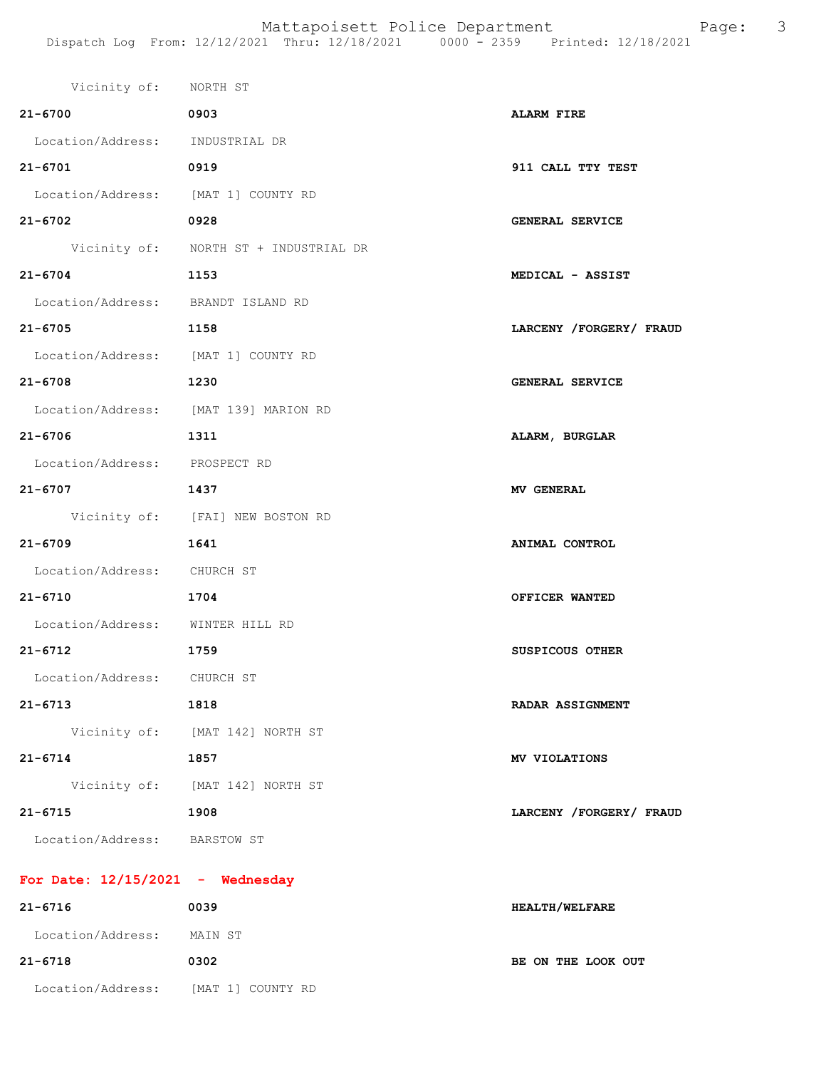Vicinity of: NORTH ST

| | | |
|---|---|---|
| **21-6700** | **0903** | **ALARM FIRE** |
| Location/Address: | INDUSTRIAL DR | |
| **21-6701** | **0919** | **911 CALL TTY TEST** |
| Location/Address: | [MAT 1] COUNTY RD | |
| **21-6702** | **0928** | **GENERAL SERVICE** |
| Vicinity of: | NORTH ST + INDUSTRIAL DR | |
| **21-6704** | **1153** | **MEDICAL - ASSIST** |
| Location/Address: | BRANDT ISLAND RD | |
| **21-6705** | **1158** | **LARCENY /FORGERY/ FRAUD** |
| Location/Address: | [MAT 1] COUNTY RD | |
| **21-6708** | **1230** | **GENERAL SERVICE** |
| Location/Address: | [MAT 139] MARION RD | |
| **21-6706** | **1311** | **ALARM, BURGLAR** |
| Location/Address: | PROSPECT RD | |
| **21-6707** | **1437** | **MV GENERAL** |
| Vicinity of: | [FAI] NEW BOSTON RD | |
| **21-6709** | **1641** | **ANIMAL CONTROL** |
| Location/Address: | CHURCH ST | |
| **21-6710** | **1704** | **OFFICER WANTED** |
| Location/Address: | WINTER HILL RD | |
| **21-6712** | **1759** | **SUSPICOUS OTHER** |
| Location/Address: | CHURCH ST | |
| **21-6713** | **1818** | **RADAR ASSIGNMENT** |
| Vicinity of: | [MAT 142] NORTH ST | |
| **21-6714** | **1857** | **MV VIOLATIONS** |
| Vicinity of: | [MAT 142] NORTH ST | |
| **21-6715** | **1908** | **LARCENY /FORGERY/ FRAUD** |
| Location/Address: | BARSTOW ST | |

**For Date: 12/15/2021 - Wednesday**

| | | |
|---|---|---|
| **21-6716** | **0039** | **HEALTH/WELFARE** |
| Location/Address: | MAIN ST | |
| **21-6718** | **0302** | **BE ON THE LOOK OUT** |
| Location/Address: | [MAT 1] COUNTY RD | |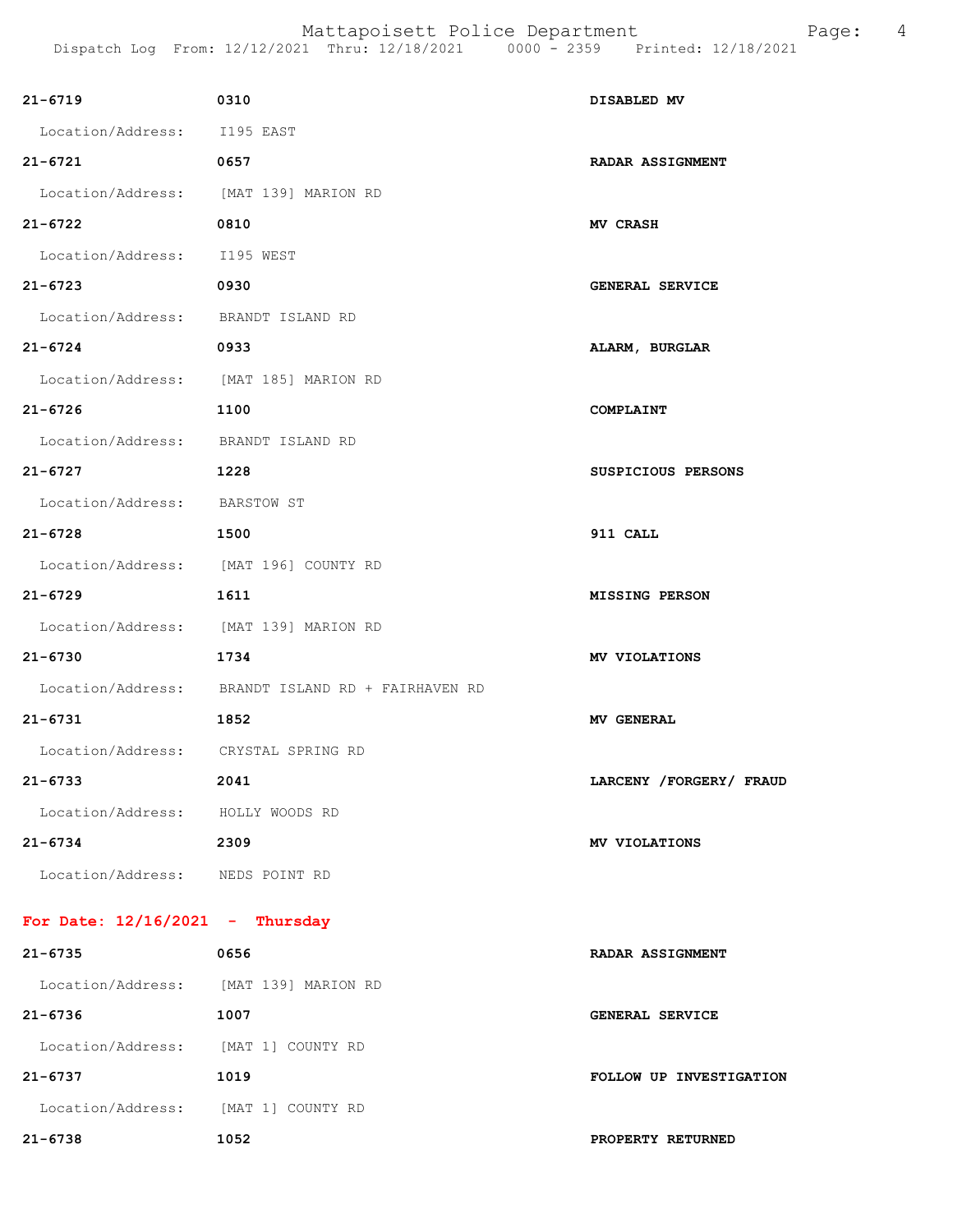| | | |
|---|---|---|
| **21-6719** | **0310** | **DISABLED MV** |
| Location/Address: | I195 EAST | |
| **21-6721** | **0657** | **RADAR ASSIGNMENT** |
| Location/Address: | [MAT 139] MARION RD | |
| **21-6722** | **0810** | **MV CRASH** |
| Location/Address: | I195 WEST | |
| **21-6723** | **0930** | **GENERAL SERVICE** |
| Location/Address: | BRANDT ISLAND RD | |
| **21-6724** | **0933** | **ALARM, BURGLAR** |
| Location/Address: | [MAT 185] MARION RD | |
| **21-6726** | **1100** | **COMPLAINT** |
| Location/Address: | BRANDT ISLAND RD | |
| **21-6727** | **1228** | **SUSPICIOUS PERSONS** |
| Location/Address: | BARSTOW ST | |
| **21-6728** | **1500** | **911 CALL** |
| Location/Address: | [MAT 196] COUNTY RD | |
| **21-6729** | **1611** | **MISSING PERSON** |
| Location/Address: | [MAT 139] MARION RD | |
| **21-6730** | **1734** | **MV VIOLATIONS** |
| Location/Address: | BRANDT ISLAND RD + FAIRHAVEN RD | |
| **21-6731** | **1852** | **MV GENERAL** |
| Location/Address: | CRYSTAL SPRING RD | |
| **21-6733** | **2041** | **LARCENY /FORGERY/ FRAUD** |
| Location/Address: | HOLLY WOODS RD | |
| **21-6734** | **2309** | **MV VIOLATIONS** |
| Location/Address: | NEDS POINT RD | |

**For Date: 12/16/2021 - Thursday**

| | | |
|---|---|---|
| **21-6735** | **0656** | **RADAR ASSIGNMENT** |
| Location/Address: | [MAT 139] MARION RD | |
| **21-6736** | **1007** | **GENERAL SERVICE** |
| Location/Address: | [MAT 1] COUNTY RD | |
| **21-6737** | **1019** | **FOLLOW UP INVESTIGATION** |
| Location/Address: | [MAT 1] COUNTY RD | |
| **21-6738** | **1052** | **PROPERTY RETURNED** |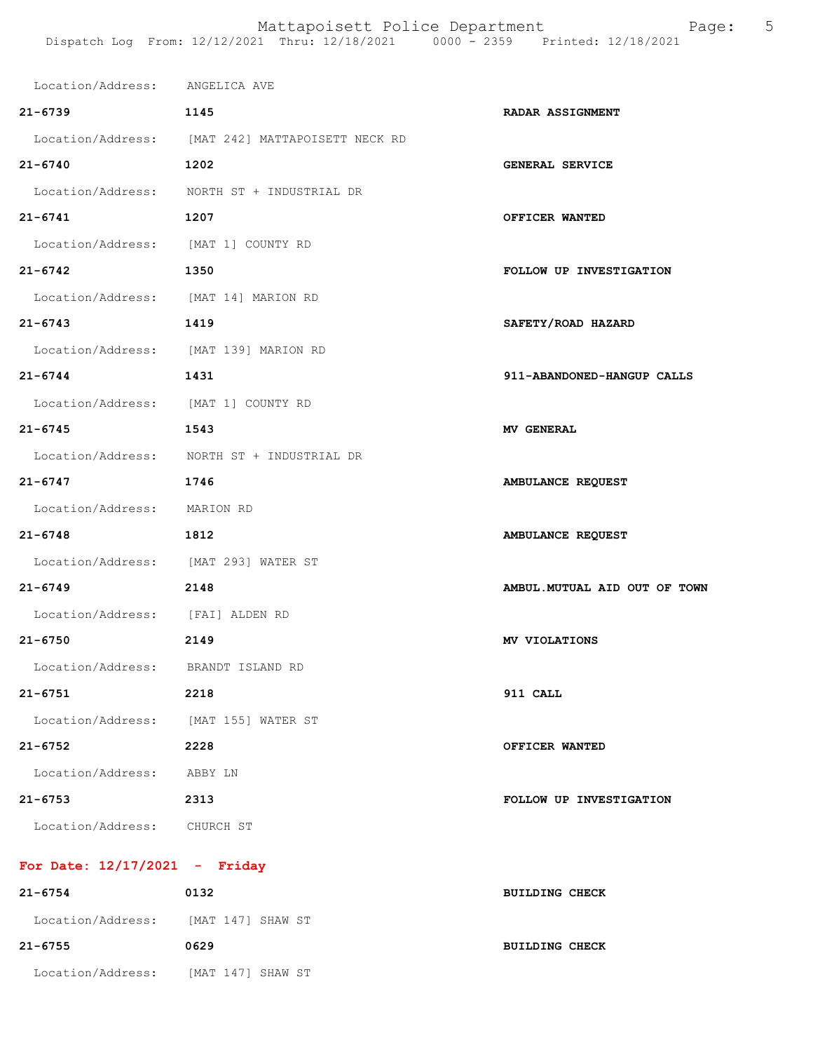Location/Address: ANGELICA AVE

| | | |
|---|---|---|
| **21-6739** | **1145** | **RADAR ASSIGNMENT** |
| Location/Address: | [MAT 242] MATTAPOISETT NECK RD | |
| **21-6740** | **1202** | **GENERAL SERVICE** |
| Location/Address: | NORTH ST + INDUSTRIAL DR | |
| **21-6741** | **1207** | **OFFICER WANTED** |
| Location/Address: | [MAT 1] COUNTY RD | |
| **21-6742** | **1350** | **FOLLOW UP INVESTIGATION** |
| Location/Address: | [MAT 14] MARION RD | |
| **21-6743** | **1419** | **SAFETY/ROAD HAZARD** |
| Location/Address: | [MAT 139] MARION RD | |
| **21-6744** | **1431** | **911-ABANDONED-HANGUP CALLS** |
| Location/Address: | [MAT 1] COUNTY RD | |
| **21-6745** | **1543** | **MV GENERAL** |
| Location/Address: | NORTH ST + INDUSTRIAL DR | |
| **21-6747** | **1746** | **AMBULANCE REQUEST** |
| Location/Address: | MARION RD | |
| **21-6748** | **1812** | **AMBULANCE REQUEST** |
| Location/Address: | [MAT 293] WATER ST | |
| **21-6749** | **2148** | **AMBUL.MUTUAL AID OUT OF TOWN** |
| Location/Address: | [FAI] ALDEN RD | |
| **21-6750** | **2149** | **MV VIOLATIONS** |
| Location/Address: | BRANDT ISLAND RD | |
| **21-6751** | **2218** | **911 CALL** |
| Location/Address: | [MAT 155] WATER ST | |
| **21-6752** | **2228** | **OFFICER WANTED** |
| Location/Address: | ABBY LN | |
| **21-6753** | **2313** | **FOLLOW UP INVESTIGATION** |
| Location/Address: | CHURCH ST | |

## For Date: 12/17/2021 - Friday

| | | |
|---|---|---|
| **21-6754** | **0132** | **BUILDING CHECK** |
| Location/Address: | [MAT 147] SHAW ST | |
| **21-6755** | **0629** | **BUILDING CHECK** |
| Location/Address: | [MAT 147] SHAW ST | |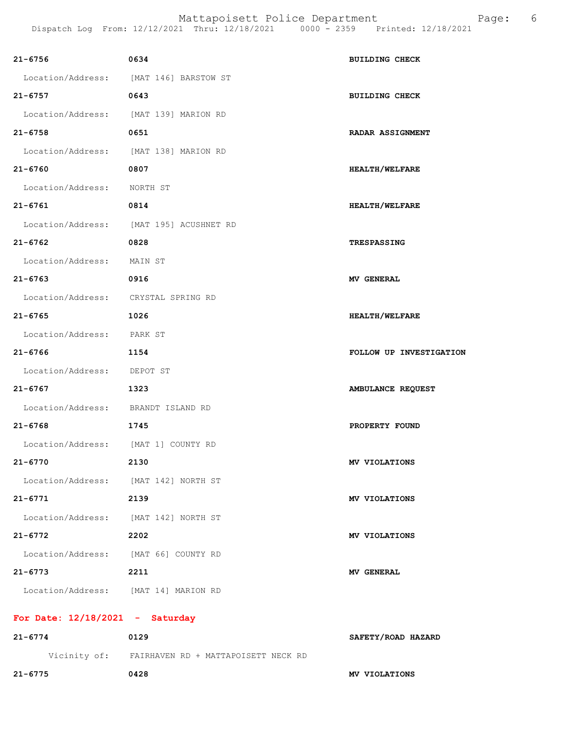| | | |
|---|---|---|
| **21-6756** | **0634** | **BUILDING CHECK** |
| Location/Address: | [MAT 146] BARSTOW ST | |
| **21-6757** | **0643** | **BUILDING CHECK** |
| Location/Address: | [MAT 139] MARION RD | |
| **21-6758** | **0651** | **RADAR ASSIGNMENT** |
| Location/Address: | [MAT 138] MARION RD | |
| **21-6760** | **0807** | **HEALTH/WELFARE** |
| Location/Address: | NORTH ST | |
| **21-6761** | **0814** | **HEALTH/WELFARE** |
| Location/Address: | [MAT 195] ACUSHNET RD | |
| **21-6762** | **0828** | **TRESPASSING** |
| Location/Address: | MAIN ST | |
| **21-6763** | **0916** | **MV GENERAL** |
| Location/Address: | CRYSTAL SPRING RD | |
| **21-6765** | **1026** | **HEALTH/WELFARE** |
| Location/Address: | PARK ST | |
| **21-6766** | **1154** | **FOLLOW UP INVESTIGATION** |
| Location/Address: | DEPOT ST | |
| **21-6767** | **1323** | **AMBULANCE REQUEST** |
| Location/Address: | BRANDT ISLAND RD | |
| **21-6768** | **1745** | **PROPERTY FOUND** |
| Location/Address: | [MAT 1] COUNTY RD | |
| **21-6770** | **2130** | **MV VIOLATIONS** |
| Location/Address: | [MAT 142] NORTH ST | |
| **21-6771** | **2139** | **MV VIOLATIONS** |
| Location/Address: | [MAT 142] NORTH ST | |
| **21-6772** | **2202** | **MV VIOLATIONS** |
| Location/Address: | [MAT 66] COUNTY RD | |
| **21-6773** | **2211** | **MV GENERAL** |
| Location/Address: | [MAT 14] MARION RD | |

**For Date: 12/18/2021 - Saturday**

| | | |
|---|---|---|
| **21-6774** | **0129** | **SAFETY/ROAD HAZARD** |
| Vicinity of: | FAIRHAVEN RD + MATTAPOISETT NECK RD | |
| **21-6775** | **0428** | **MV VIOLATIONS** |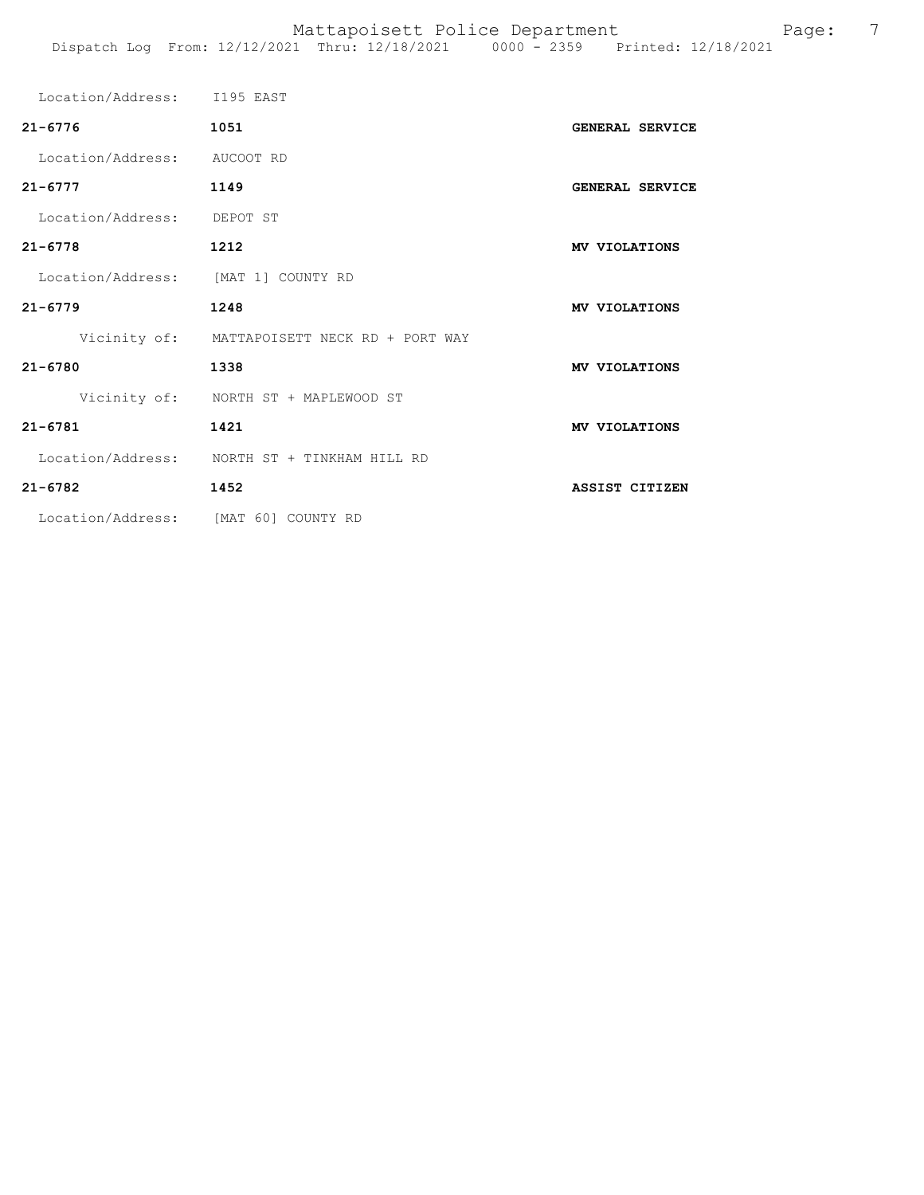Location/Address: I195 EAST

**21-6776** **1051** **GENERAL SERVICE**

Location/Address: AUCOOT RD

**21-6777** **1149** **GENERAL SERVICE**

Location/Address: DEPOT ST

**21-6778** **1212** **MV VIOLATIONS**

Location/Address: [MAT 1] COUNTY RD

**21-6779** **1248** **MV VIOLATIONS**

Vicinity of: MATTAPOISETT NECK RD + PORT WAY

**21-6780** **1338** **MV VIOLATIONS**

Vicinity of: NORTH ST + MAPLEWOOD ST

**21-6781** **1421** **MV VIOLATIONS**

Location/Address: NORTH ST + TINKHAM HILL RD

**21-6782** **1452** **ASSIST CITIZEN**

Location/Address: [MAT 60] COUNTY RD